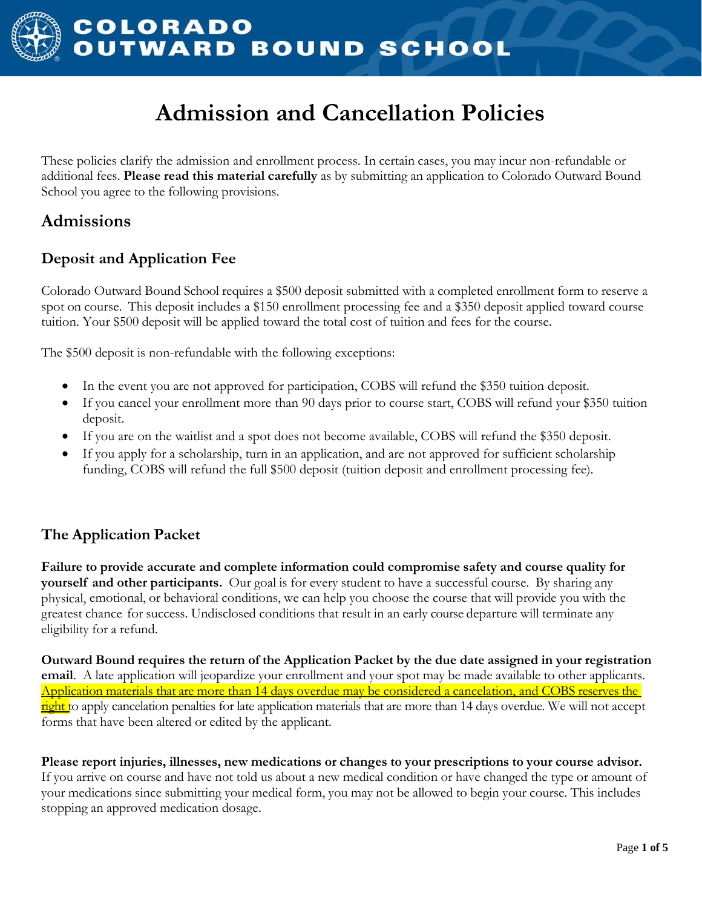# Admission and Cancellation Policies

These policies clarify the admission and enrollment process. In certain cases, you may incur non-refundable or additional fees. **Please read this material carefully** as by submitting an application to Colorado Outward Bound School you agree to the following provisions.

## Admissions

### Deposit and Application Fee

Colorado Outward Bound School requires a $500 deposit submitted with a completed enrollment form to reserve a spot on course. This deposit includes a $150 enrollment processing fee and a $350 deposit applied toward course tuition. Your $500 deposit will be applied toward the total cost of tuition and fees for the course.

The $500 deposit is non-refundable with the following exceptions:

- In the event you are not approved for participation, COBS will refund the $350 tuition deposit.
- If you cancel your enrollment more than 90 days prior to course start, COBS will refund your $350 tuition deposit.
- If you are on the waitlist and a spot does not become available, COBS will refund the $350 deposit.
- If you apply for a scholarship, turn in an application, and are not approved for sufficient scholarship funding, COBS will refund the full $500 deposit (tuition deposit and enrollment processing fee).

### The Application Packet

**Failure to provide accurate and complete information could compromise safety and course quality for yourself and other participants.** Our goal is for every student to have a successful course. By sharing any physical, emotional, or behavioral conditions, we can help you choose the course that will provide you with the greatest chance for success. Undisclosed conditions that result in an early course departure will terminate any eligibility for a refund.

**Outward Bound requires the return of the Application Packet by the due date assigned in your registration email**. A late application will jeopardize your enrollment and your spot may be made available to other applicants. Application materials that are more than 14 days overdue may be considered a cancelation, and COBS reserves the right to apply cancelation penalties for late application materials that are more than 14 days overdue. We will not accept forms that have been altered or edited by the applicant.

**Please report injuries, illnesses, new medications or changes to your prescriptions to your course advisor.** If you arrive on course and have not told us about a new medical condition or have changed the type or amount of your medications since submitting your medical form, you may not be allowed to begin your course. This includes stopping an approved medication dosage.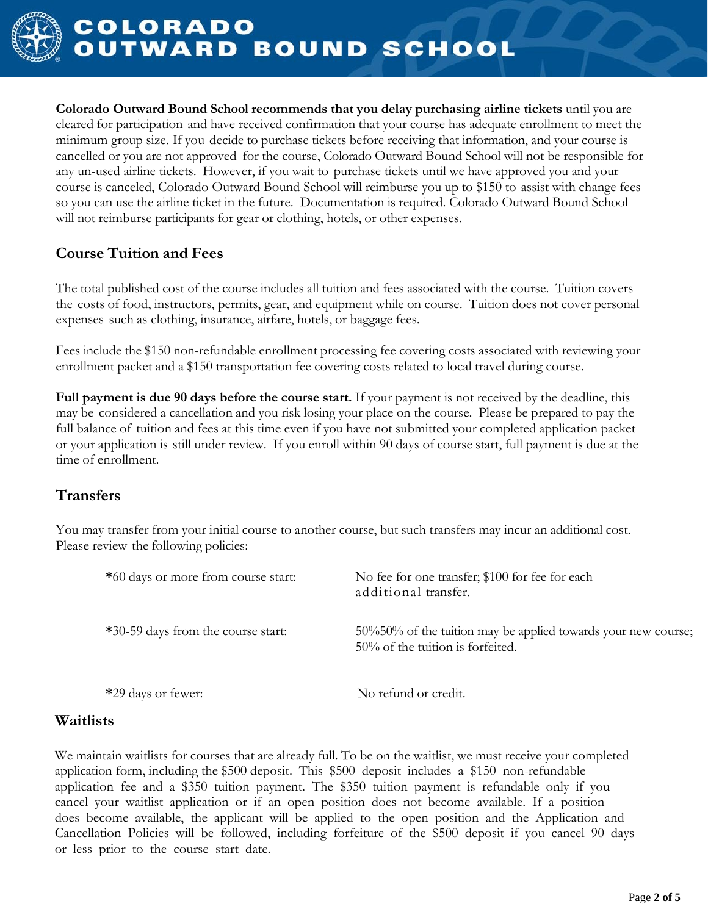**Colorado Outward Bound School recommends that you delay purchasing airline tickets** until you are cleared for participation and have received confirmation that your course has adequate enrollment to meet the minimum group size. If you decide to purchase tickets before receiving that information, and your course is cancelled or you are not approved for the course, Colorado Outward Bound School will not be responsible for any un-used airline tickets. However, if you wait to purchase tickets until we have approved you and your course is canceled, Colorado Outward Bound School will reimburse you up to $150 to assist with change fees so you can use the airline ticket in the future. Documentation is required. Colorado Outward Bound School will not reimburse participants for gear or clothing, hotels, or other expenses.

## Course Tuition and Fees

The total published cost of the course includes all tuition and fees associated with the course. Tuition covers the costs of food, instructors, permits, gear, and equipment while on course. Tuition does not cover personal expenses such as clothing, insurance, airfare, hotels, or baggage fees.

Fees include the $150 non-refundable enrollment processing fee covering costs associated with reviewing your enrollment packet and a $150 transportation fee covering costs related to local travel during course.

**Full payment is due 90 days before the course start.** If your payment is not received by the deadline, this may be considered a cancellation and you risk losing your place on the course. Please be prepared to pay the full balance of tuition and fees at this time even if you have not submitted your completed application packet or your application is still under review. If you enroll within 90 days of course start, full payment is due at the time of enrollment.

## Transfers

You may transfer from your initial course to another course, but such transfers may incur an additional cost. Please review the following policies:

| | |
|---|---|
| *60 days or more from course start: | No fee for one transfer; $100 for fee for each additional transfer. |
| *30-59 days from the course start: | 50%50% of the tuition may be applied towards your new course; 50% of the tuition is forfeited. |
| *29 days or fewer: | No refund or credit. |

## Waitlists

We maintain waitlists for courses that are already full. To be on the waitlist, we must receive your completed application form, including the $500 deposit. This $500 deposit includes a $150 non-refundable application fee and a $350 tuition payment. The $350 tuition payment is refundable only if you cancel your waitlist application or if an open position does not become available. If a position does become available, the applicant will be applied to the open position and the Application and Cancellation Policies will be followed, including forfeiture of the $500 deposit if you cancel 90 days or less prior to the course start date.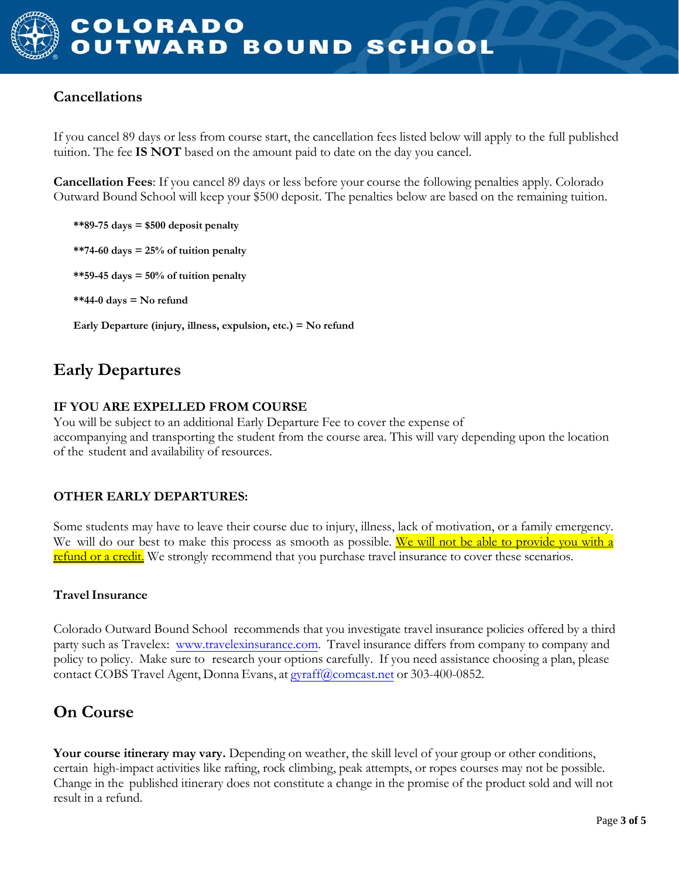## Cancellations

If you cancel 89 days or less from course start, the cancellation fees listed below will apply to the full published tuition. The fee **IS NOT** based on the amount paid to date on the day you cancel.

**Cancellation Fees**: If you cancel 89 days or less before your course the following penalties apply. Colorado Outward Bound School will keep your $500 deposit. The penalties below are based on the remaining tuition.

**\*\*89-75 days = $500 deposit penalty**

**\*\*74-60 days = 25% of tuition penalty**

**\*\*59-45 days = 50% of tuition penalty**

**\*\*44-0 days = No refund**

**Early Departure (injury, illness, expulsion, etc.) = No refund**

## Early Departures

**IF YOU ARE EXPELLED FROM COURSE**
You will be subject to an additional Early Departure Fee to cover the expense of accompanying and transporting the student from the course area. This will vary depending upon the location of the student and availability of resources.

**OTHER EARLY DEPARTURES:**

Some students may have to leave their course due to injury, illness, lack of motivation, or a family emergency. We will do our best to make this process as smooth as possible. We will not be able to provide you with a refund or a credit. We strongly recommend that you purchase travel insurance to cover these scenarios.

**Travel Insurance**

Colorado Outward Bound School recommends that you investigate travel insurance policies offered by a third party such as Travelex: www.travelexinsurance.com. Travel insurance differs from company to company and policy to policy. Make sure to research your options carefully. If you need assistance choosing a plan, please contact COBS Travel Agent, Donna Evans, at gyraff@comcast.net or 303-400-0852.

## On Course

**Your course itinerary may vary.** Depending on weather, the skill level of your group or other conditions, certain high-impact activities like rafting, rock climbing, peak attempts, or ropes courses may not be possible. Change in the published itinerary does not constitute a change in the promise of the product sold and will not result in a refund.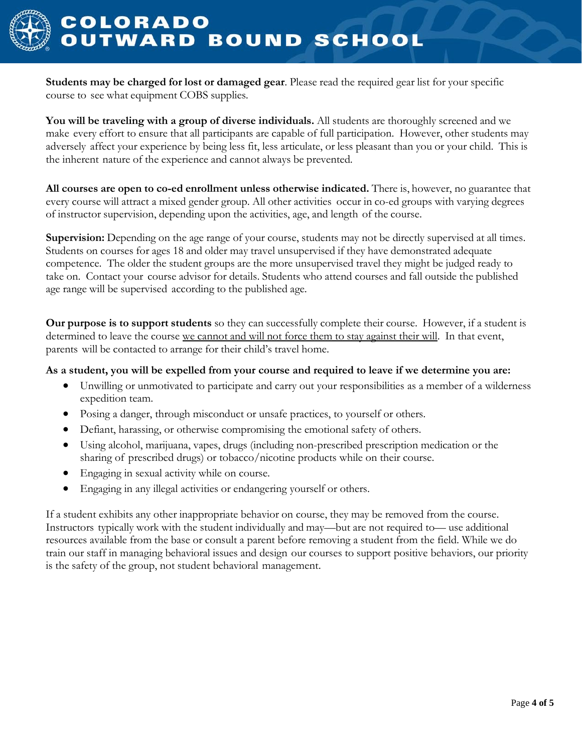**Students may be charged for lost or damaged gear**. Please read the required gear list for your specific course to see what equipment COBS supplies.

**You will be traveling with a group of diverse individuals.** All students are thoroughly screened and we make every effort to ensure that all participants are capable of full participation. However, other students may adversely affect your experience by being less fit, less articulate, or less pleasant than you or your child. This is the inherent nature of the experience and cannot always be prevented.

**All courses are open to co-ed enrollment unless otherwise indicated.** There is, however, no guarantee that every course will attract a mixed gender group. All other activities occur in co-ed groups with varying degrees of instructor supervision, depending upon the activities, age, and length of the course.

**Supervision:** Depending on the age range of your course, students may not be directly supervised at all times. Students on courses for ages 18 and older may travel unsupervised if they have demonstrated adequate competence. The older the student groups are the more unsupervised travel they might be judged ready to take on. Contact your course advisor for details. Students who attend courses and fall outside the published age range will be supervised according to the published age.

**Our purpose is to support students** so they can successfully complete their course. However, if a student is determined to leave the course <u>we cannot and will not force them to stay against their will</u>. In that event, parents will be contacted to arrange for their child's travel home.

**As a student, you will be expelled from your course and required to leave if we determine you are:**

- Unwilling or unmotivated to participate and carry out your responsibilities as a member of a wilderness expedition team.
- Posing a danger, through misconduct or unsafe practices, to yourself or others.
- Defiant, harassing, or otherwise compromising the emotional safety of others.
- Using alcohol, marijuana, vapes, drugs (including non-prescribed prescription medication or the sharing of prescribed drugs) or tobacco/nicotine products while on their course.
- Engaging in sexual activity while on course.
- Engaging in any illegal activities or endangering yourself or others.

If a student exhibits any other inappropriate behavior on course, they may be removed from the course. Instructors typically work with the student individually and may—but are not required to— use additional resources available from the base or consult a parent before removing a student from the field. While we do train our staff in managing behavioral issues and design our courses to support positive behaviors, our priority is the safety of the group, not student behavioral management.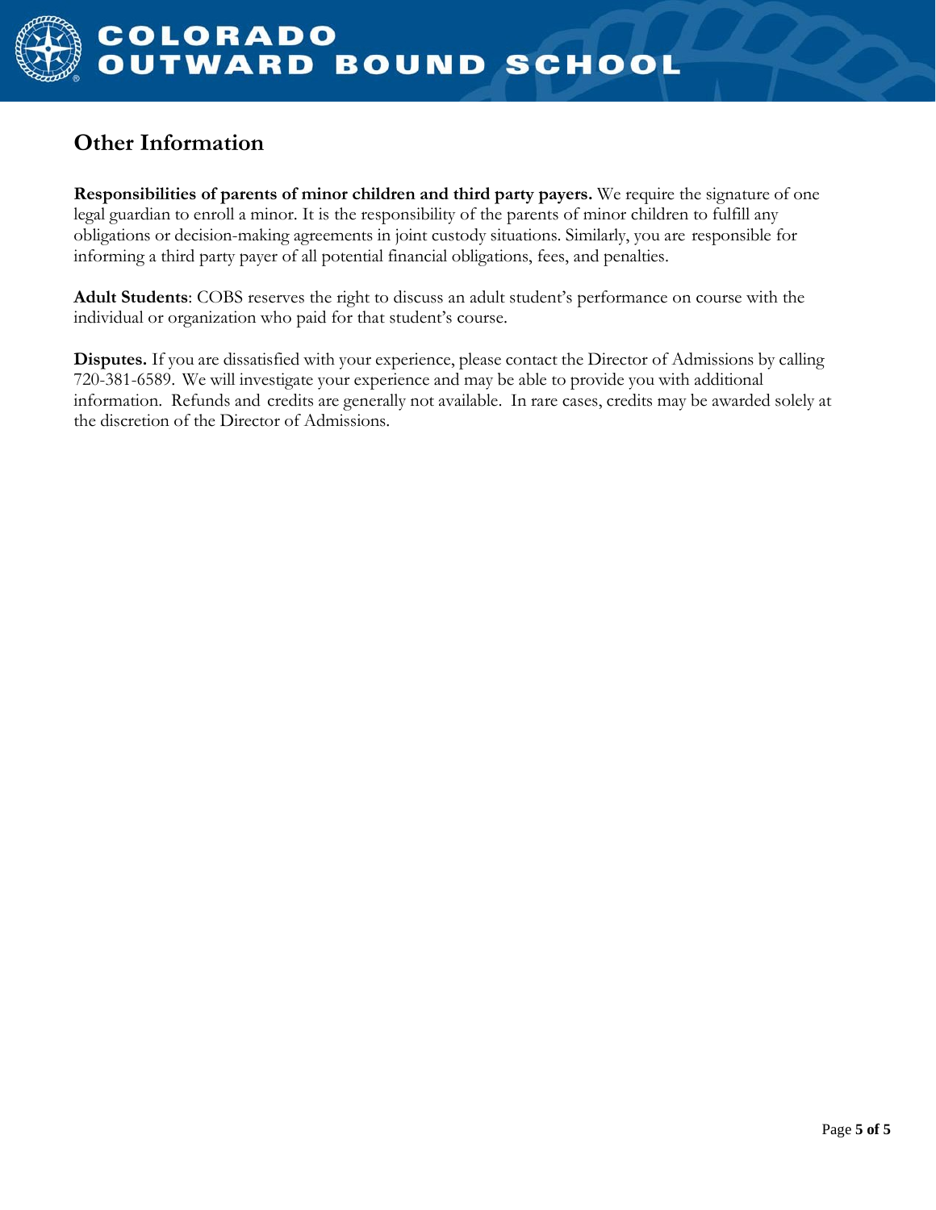## Other Information

**Responsibilities of parents of minor children and third party payers.** We require the signature of one legal guardian to enroll a minor. It is the responsibility of the parents of minor children to fulfill any obligations or decision-making agreements in joint custody situations. Similarly, you are responsible for informing a third party payer of all potential financial obligations, fees, and penalties.

**Adult Students**: COBS reserves the right to discuss an adult student's performance on course with the individual or organization who paid for that student's course.

**Disputes.** If you are dissatisfied with your experience, please contact the Director of Admissions by calling 720-381-6589. We will investigate your experience and may be able to provide you with additional information. Refunds and credits are generally not available. In rare cases, credits may be awarded solely at the discretion of the Director of Admissions.